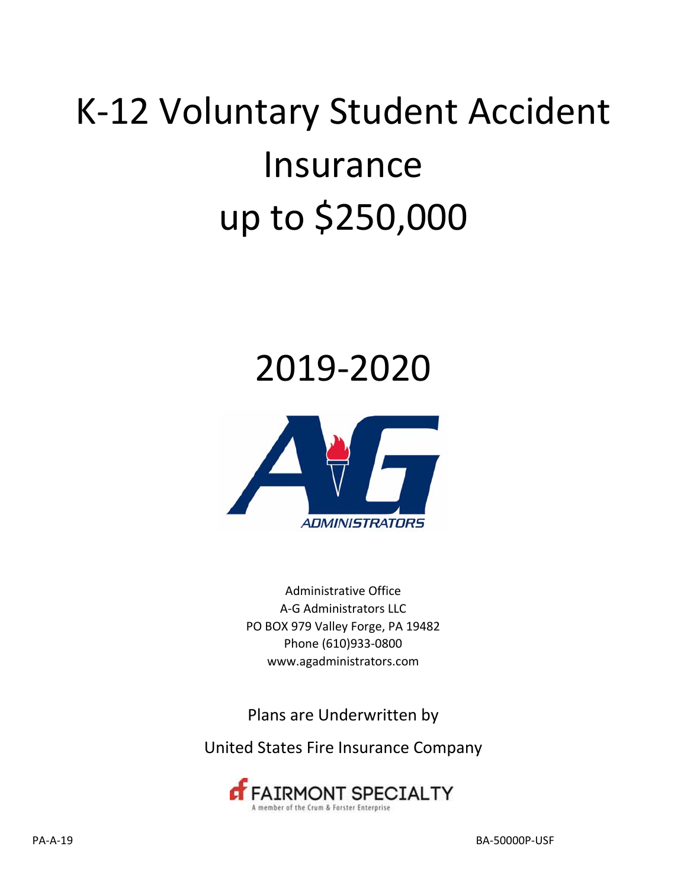# K-12 Voluntary Student Accident Insurance up to $250,000

## 2019-2020

A-G ADMINISTRATORS

Administrative Office
A-G Administrators LLC
PO BOX 979 Valley Forge, PA 19482
Phone (610)933-0800
www.agadministrators.com

Plans are Underwritten by

United States Fire Insurance Company

FAIRMONT SPECIALTY
A member of the Crum & Forster Enterprise

PA-A-19

BA-50000P-USF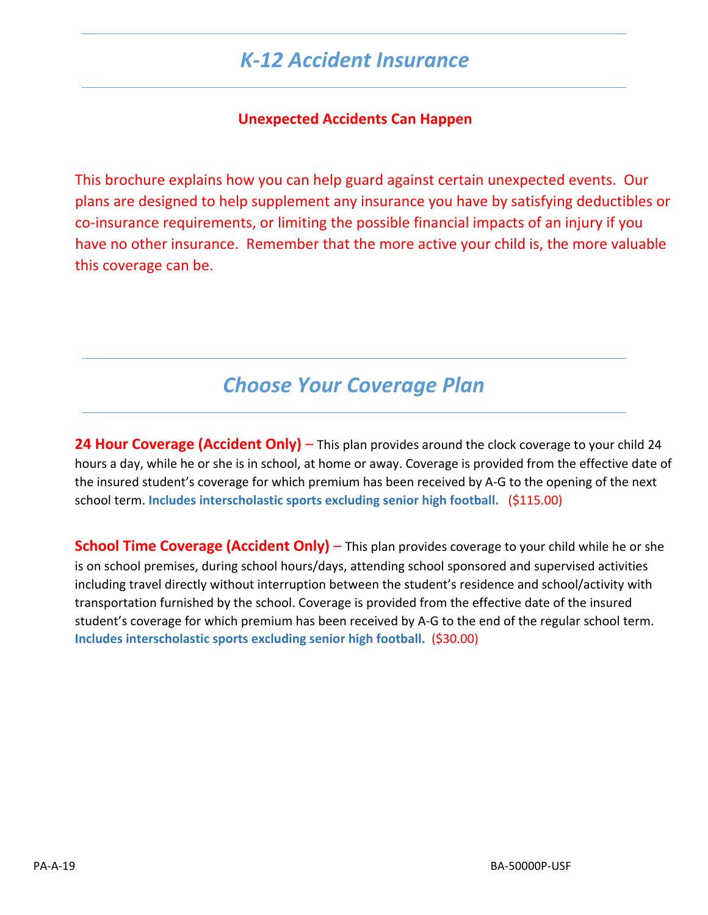# *K-12 Accident Insurance*

**Unexpected Accidents Can Happen**

This brochure explains how you can help guard against certain unexpected events. Our plans are designed to help supplement any insurance you have by satisfying deductibles or co-insurance requirements, or limiting the possible financial impacts of an injury if you have no other insurance. Remember that the more active your child is, the more valuable this coverage can be.

## *Choose Your Coverage Plan*

**24 Hour Coverage (Accident Only)** – This plan provides around the clock coverage to your child 24 hours a day, while he or she is in school, at home or away. Coverage is provided from the effective date of the insured student's coverage for which premium has been received by A-G to the opening of the next school term. **Includes interscholastic sports excluding senior high football.** ($115.00)

**School Time Coverage (Accident Only)** – This plan provides coverage to your child while he or she is on school premises, during school hours/days, attending school sponsored and supervised activities including travel directly without interruption between the student's residence and school/activity with transportation furnished by the school. Coverage is provided from the effective date of the insured student's coverage for which premium has been received by A-G to the end of the regular school term. **Includes interscholastic sports excluding senior high football.** ($30.00)

PA-A-19 BA-50000P-USF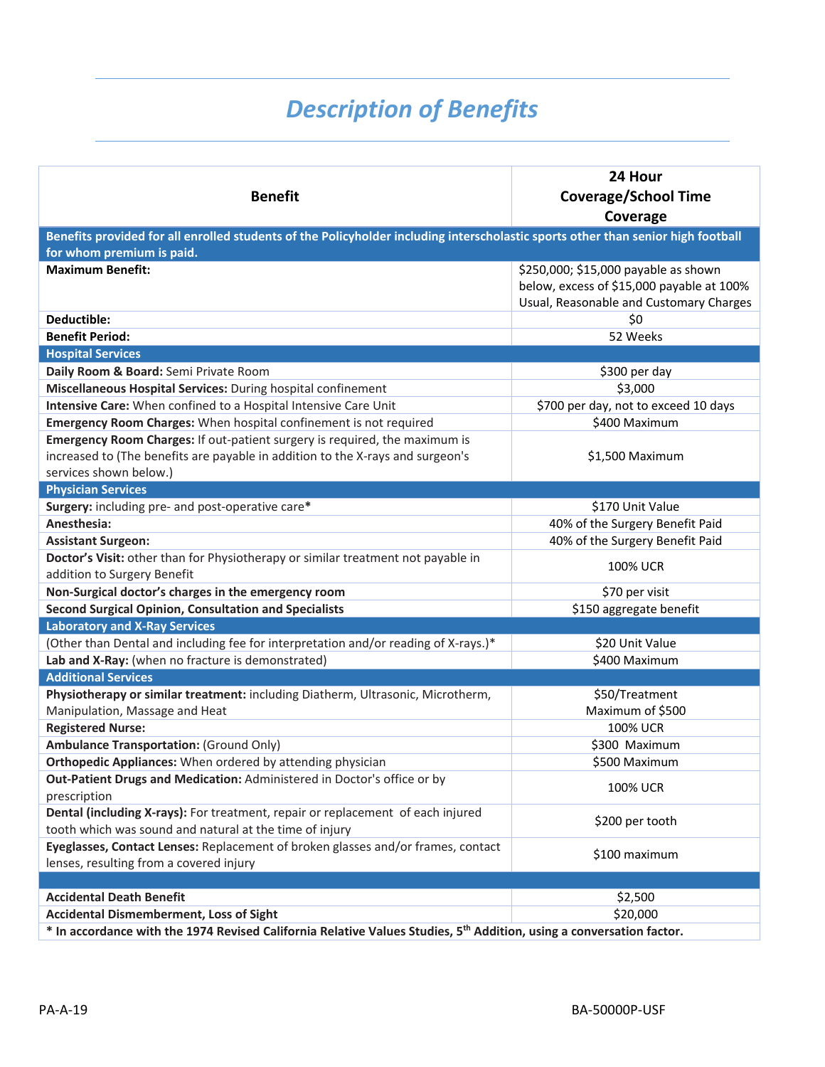# Description of Benefits

| Benefit | 24 Hour Coverage/School Time Coverage |
|---|---|
| **Benefits provided for all enrolled students of the Policyholder including interscholastic sports other than senior high football for whom premium is paid.** | |
| **Maximum Benefit:** | $250,000; $15,000 payable as shown below, excess of $15,000 payable at 100% Usual, Reasonable and Customary Charges |
| **Deductible:** | $0 |
| **Benefit Period:** | 52 Weeks |
| **Hospital Services** | |
| **Daily Room & Board:** Semi Private Room | $300 per day |
| **Miscellaneous Hospital Services:** During hospital confinement | $3,000 |
| **Intensive Care:** When confined to a Hospital Intensive Care Unit | $700 per day, not to exceed 10 days |
| **Emergency Room Charges:** When hospital confinement is not required | $400 Maximum |
| **Emergency Room Charges:** If out-patient surgery is required, the maximum is increased to (The benefits are payable in addition to the X-rays and surgeon's services shown below.) | $1,500 Maximum |
| **Physician Services** | |
| **Surgery:** including pre- and post-operative care* | $170 Unit Value |
| **Anesthesia:** | 40% of the Surgery Benefit Paid |
| **Assistant Surgeon:** | 40% of the Surgery Benefit Paid |
| **Doctor's Visit:** other than for Physiotherapy or similar treatment not payable in addition to Surgery Benefit | 100% UCR |
| **Non-Surgical doctor's charges in the emergency room** | $70 per visit |
| **Second Surgical Opinion, Consultation and Specialists** | $150 aggregate benefit |
| **Laboratory and X-Ray Services** | |
| (Other than Dental and including fee for interpretation and/or reading of X-rays.)* | $20 Unit Value |
| **Lab and X-Ray:** (when no fracture is demonstrated) | $400 Maximum |
| **Additional Services** | |
| **Physiotherapy or similar treatment:** including Diatherm, Ultrasonic, Microtherm, Manipulation, Massage and Heat | $50/Treatment Maximum of $500 |
| **Registered Nurse:** | 100% UCR |
| **Ambulance Transportation:** (Ground Only) | $300 Maximum |
| **Orthopedic Appliances:** When ordered by attending physician | $500 Maximum |
| **Out-Patient Drugs and Medication:** Administered in Doctor's office or by prescription | 100% UCR |
| **Dental (including X-rays):** For treatment, repair or replacement of each injured tooth which was sound and natural at the time of injury | $200 per tooth |
| **Eyeglasses, Contact Lenses:** Replacement of broken glasses and/or frames, contact lenses, resulting from a covered injury | $100 maximum |
| | |
| **Accidental Death Benefit** | $2,500 |
| **Accidental Dismemberment, Loss of Sight** | $20,000 |

**\* In accordance with the 1974 Revised California Relative Values Studies, 5th Addition, using a conversation factor.**

PA-A-19 BA-50000P-USF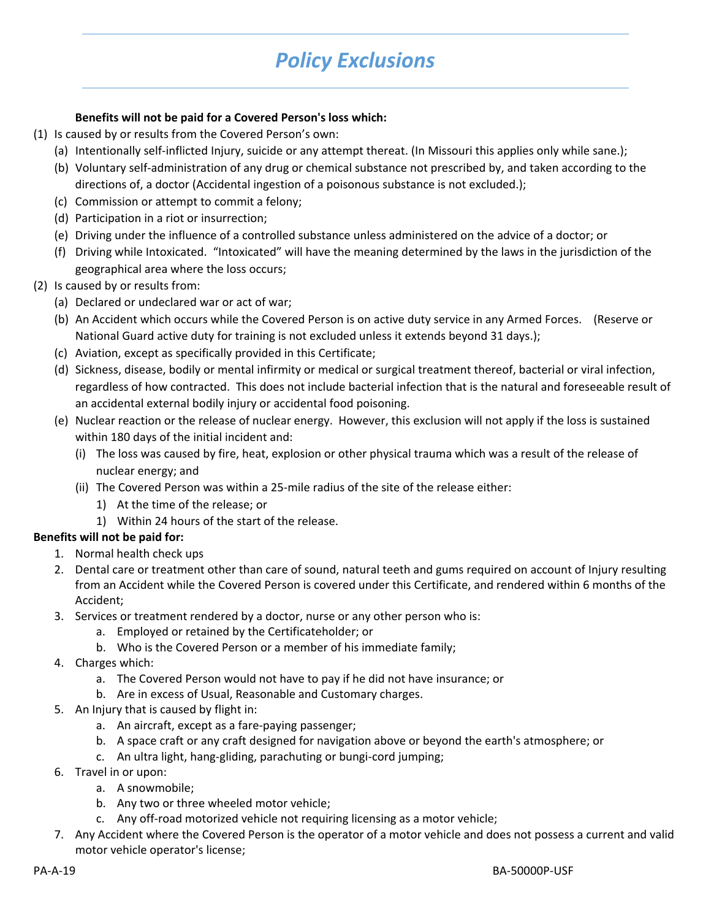# *Policy Exclusions*

**Benefits will not be paid for a Covered Person's loss which:**

(1) Is caused by or results from the Covered Person's own:
   - (a) Intentionally self-inflicted Injury, suicide or any attempt thereat. (In Missouri this applies only while sane.);
   - (b) Voluntary self-administration of any drug or chemical substance not prescribed by, and taken according to the directions of, a doctor (Accidental ingestion of a poisonous substance is not excluded.);
   - (c) Commission or attempt to commit a felony;
   - (d) Participation in a riot or insurrection;
   - (e) Driving under the influence of a controlled substance unless administered on the advice of a doctor; or
   - (f) Driving while Intoxicated. "Intoxicated" will have the meaning determined by the laws in the jurisdiction of the geographical area where the loss occurs;

(2) Is caused by or results from:
   - (a) Declared or undeclared war or act of war;
   - (b) An Accident which occurs while the Covered Person is on active duty service in any Armed Forces. (Reserve or National Guard active duty for training is not excluded unless it extends beyond 31 days.);
   - (c) Aviation, except as specifically provided in this Certificate;
   - (d) Sickness, disease, bodily or mental infirmity or medical or surgical treatment thereof, bacterial or viral infection, regardless of how contracted. This does not include bacterial infection that is the natural and foreseeable result of an accidental external bodily injury or accidental food poisoning.
   - (e) Nuclear reaction or the release of nuclear energy. However, this exclusion will not apply if the loss is sustained within 180 days of the initial incident and:
     - (i) The loss was caused by fire, heat, explosion or other physical trauma which was a result of the release of nuclear energy; and
     - (ii) The Covered Person was within a 25-mile radius of the site of the release either:
       - 1) At the time of the release; or
       - 1) Within 24 hours of the start of the release.

**Benefits will not be paid for:**

1. Normal health check ups
2. Dental care or treatment other than care of sound, natural teeth and gums required on account of Injury resulting from an Accident while the Covered Person is covered under this Certificate, and rendered within 6 months of the Accident;
3. Services or treatment rendered by a doctor, nurse or any other person who is:
   - a. Employed or retained by the Certificateholder; or
   - b. Who is the Covered Person or a member of his immediate family;
4. Charges which:
   - a. The Covered Person would not have to pay if he did not have insurance; or
   - b. Are in excess of Usual, Reasonable and Customary charges.
5. An Injury that is caused by flight in:
   - a. An aircraft, except as a fare-paying passenger;
   - b. A space craft or any craft designed for navigation above or beyond the earth's atmosphere; or
   - c. An ultra light, hang-gliding, parachuting or bungi-cord jumping;
6. Travel in or upon:
   - a. A snowmobile;
   - b. Any two or three wheeled motor vehicle;
   - c. Any off-road motorized vehicle not requiring licensing as a motor vehicle;
7. Any Accident where the Covered Person is the operator of a motor vehicle and does not possess a current and valid motor vehicle operator's license;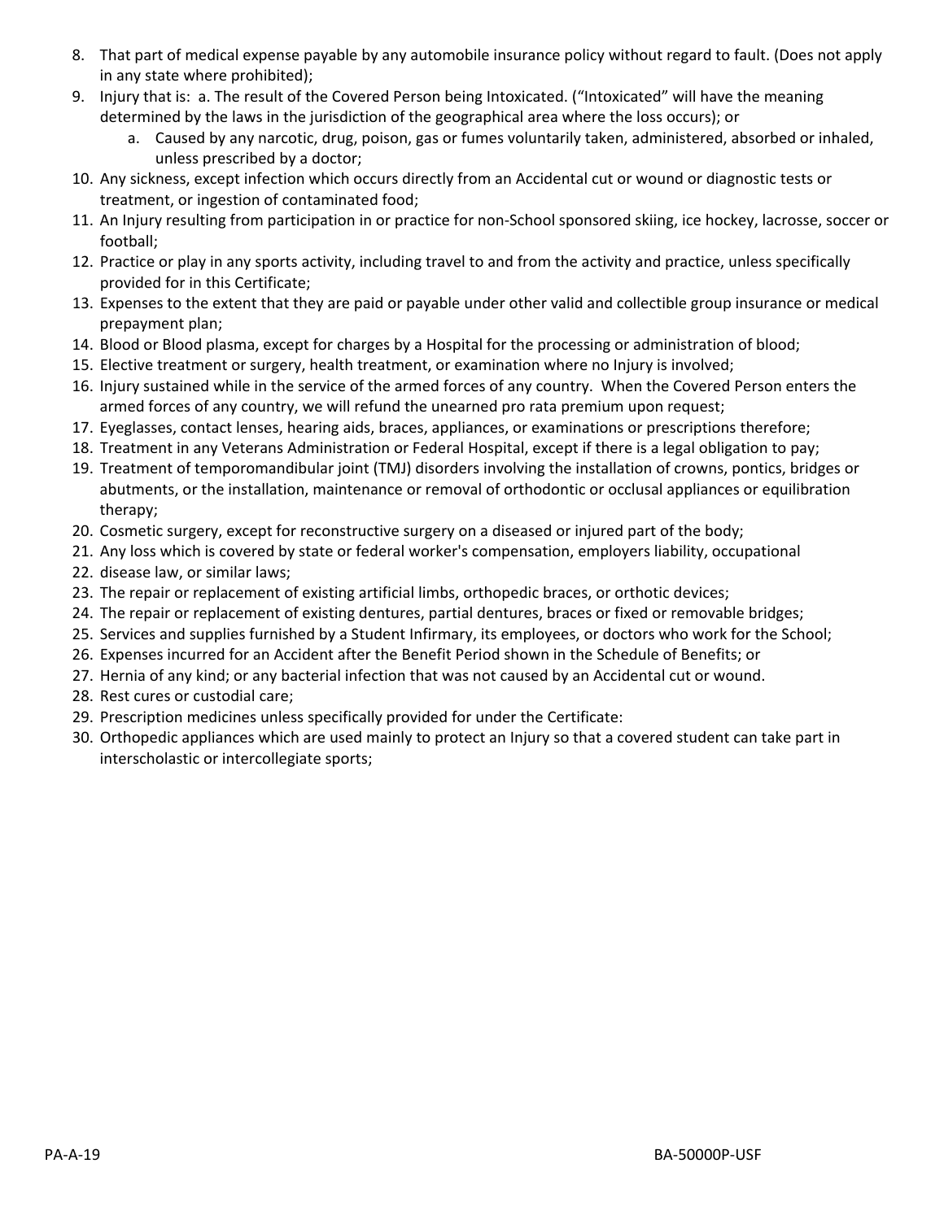8. That part of medical expense payable by any automobile insurance policy without regard to fault. (Does not apply in any state where prohibited);
9. Injury that is: a. The result of the Covered Person being Intoxicated. (“Intoxicated” will have the meaning determined by the laws in the jurisdiction of the geographical area where the loss occurs); or
   a. Caused by any narcotic, drug, poison, gas or fumes voluntarily taken, administered, absorbed or inhaled, unless prescribed by a doctor;
10. Any sickness, except infection which occurs directly from an Accidental cut or wound or diagnostic tests or treatment, or ingestion of contaminated food;
11. An Injury resulting from participation in or practice for non-School sponsored skiing, ice hockey, lacrosse, soccer or football;
12. Practice or play in any sports activity, including travel to and from the activity and practice, unless specifically provided for in this Certificate;
13. Expenses to the extent that they are paid or payable under other valid and collectible group insurance or medical prepayment plan;
14. Blood or Blood plasma, except for charges by a Hospital for the processing or administration of blood;
15. Elective treatment or surgery, health treatment, or examination where no Injury is involved;
16. Injury sustained while in the service of the armed forces of any country. When the Covered Person enters the armed forces of any country, we will refund the unearned pro rata premium upon request;
17. Eyeglasses, contact lenses, hearing aids, braces, appliances, or examinations or prescriptions therefore;
18. Treatment in any Veterans Administration or Federal Hospital, except if there is a legal obligation to pay;
19. Treatment of temporomandibular joint (TMJ) disorders involving the installation of crowns, pontics, bridges or abutments, or the installation, maintenance or removal of orthodontic or occlusal appliances or equilibration therapy;
20. Cosmetic surgery, except for reconstructive surgery on a diseased or injured part of the body;
21. Any loss which is covered by state or federal worker's compensation, employers liability, occupational
22. disease law, or similar laws;
23. The repair or replacement of existing artificial limbs, orthopedic braces, or orthotic devices;
24. The repair or replacement of existing dentures, partial dentures, braces or fixed or removable bridges;
25. Services and supplies furnished by a Student Infirmary, its employees, or doctors who work for the School;
26. Expenses incurred for an Accident after the Benefit Period shown in the Schedule of Benefits; or
27. Hernia of any kind; or any bacterial infection that was not caused by an Accidental cut or wound.
28. Rest cures or custodial care;
29. Prescription medicines unless specifically provided for under the Certificate:
30. Orthopedic appliances which are used mainly to protect an Injury so that a covered student can take part in interscholastic or intercollegiate sports;

PA-A-19 BA-50000P-USF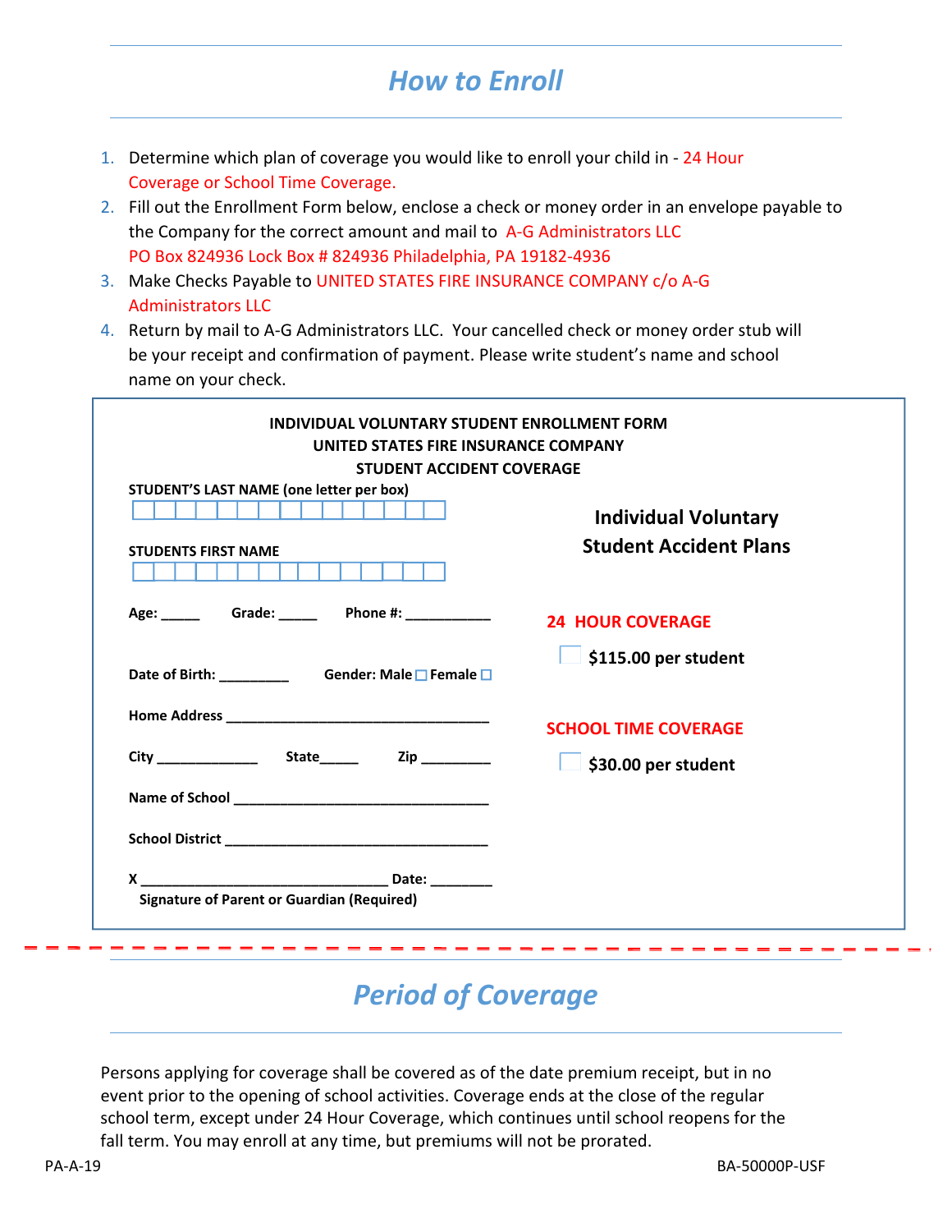# *How to Enroll*

1. Determine which plan of coverage you would like to enroll your child in - 24 Hour Coverage or School Time Coverage.
2. Fill out the Enrollment Form below, enclose a check or money order in an envelope payable to the Company for the correct amount and mail to A-G Administrators LLC PO Box 824936 Lock Box # 824936 Philadelphia, PA 19182-4936
3. Make Checks Payable to UNITED STATES FIRE INSURANCE COMPANY c/o A-G Administrators LLC
4. Return by mail to A-G Administrators LLC. Your cancelled check or money order stub will be your receipt and confirmation of payment. Please write student's name and school name on your check.

**INDIVIDUAL VOLUNTARY STUDENT ENROLLMENT FORM**
**UNITED STATES FIRE INSURANCE COMPANY**
**STUDENT ACCIDENT COVERAGE**

**STUDENT'S LAST NAME (one letter per box)**

☐☐☐☐☐☐☐☐☐☐☐☐☐☐☐

**STUDENTS FIRST NAME**

☐☐☐☐☐☐☐☐☐☐☐☐☐☐☐

**Age:** _____ **Grade:** _____ **Phone #:** ___________

**Date of Birth:** _________ **Gender: Male** ☐ **Female** ☐

**Home Address** __________________________________

**City** _____________ **State**_____ **Zip** _________

**Name of School** ________________________________

**School District** ________________________________

**X** _______________________________ **Date:** ________
**Signature of Parent or Guardian (Required)**

## Individual Voluntary Student Accident Plans

**24 HOUR COVERAGE**

☐ **$115.00 per student**

**SCHOOL TIME COVERAGE**

☐ **$30.00 per student**

# *Period of Coverage*

Persons applying for coverage shall be covered as of the date premium receipt, but in no event prior to the opening of school activities. Coverage ends at the close of the regular school term, except under 24 Hour Coverage, which continues until school reopens for the fall term. You may enroll at any time, but premiums will not be prorated.

PA-A-19 BA-50000P-USF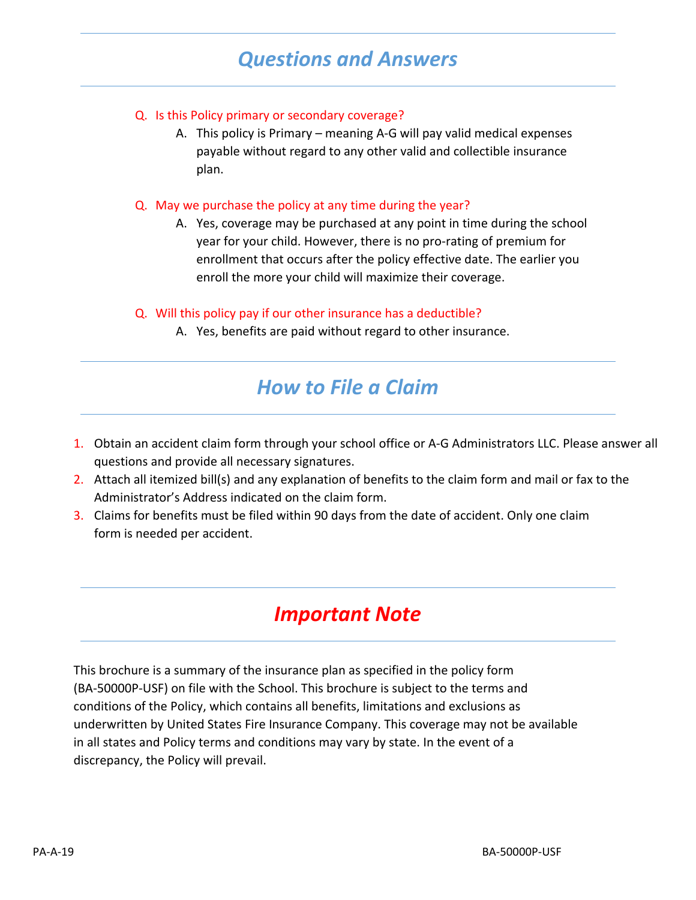## *Questions and Answers*

- Q. Is this Policy primary or secondary coverage?
  - A. This policy is Primary – meaning A-G will pay valid medical expenses payable without regard to any other valid and collectible insurance plan.

- Q. May we purchase the policy at any time during the year?
  - A. Yes, coverage may be purchased at any point in time during the school year for your child. However, there is no pro-rating of premium for enrollment that occurs after the policy effective date. The earlier you enroll the more your child will maximize their coverage.

- Q. Will this policy pay if our other insurance has a deductible?
  - A. Yes, benefits are paid without regard to other insurance.

## *How to File a Claim*

1. Obtain an accident claim form through your school office or A-G Administrators LLC. Please answer all questions and provide all necessary signatures.
2. Attach all itemized bill(s) and any explanation of benefits to the claim form and mail or fax to the Administrator's Address indicated on the claim form.
3. Claims for benefits must be filed within 90 days from the date of accident. Only one claim form is needed per accident.

## *Important Note*

This brochure is a summary of the insurance plan as specified in the policy form (BA-50000P-USF) on file with the School. This brochure is subject to the terms and conditions of the Policy, which contains all benefits, limitations and exclusions as underwritten by United States Fire Insurance Company. This coverage may not be available in all states and Policy terms and conditions may vary by state. In the event of a discrepancy, the Policy will prevail.

PA-A-19 BA-50000P-USF